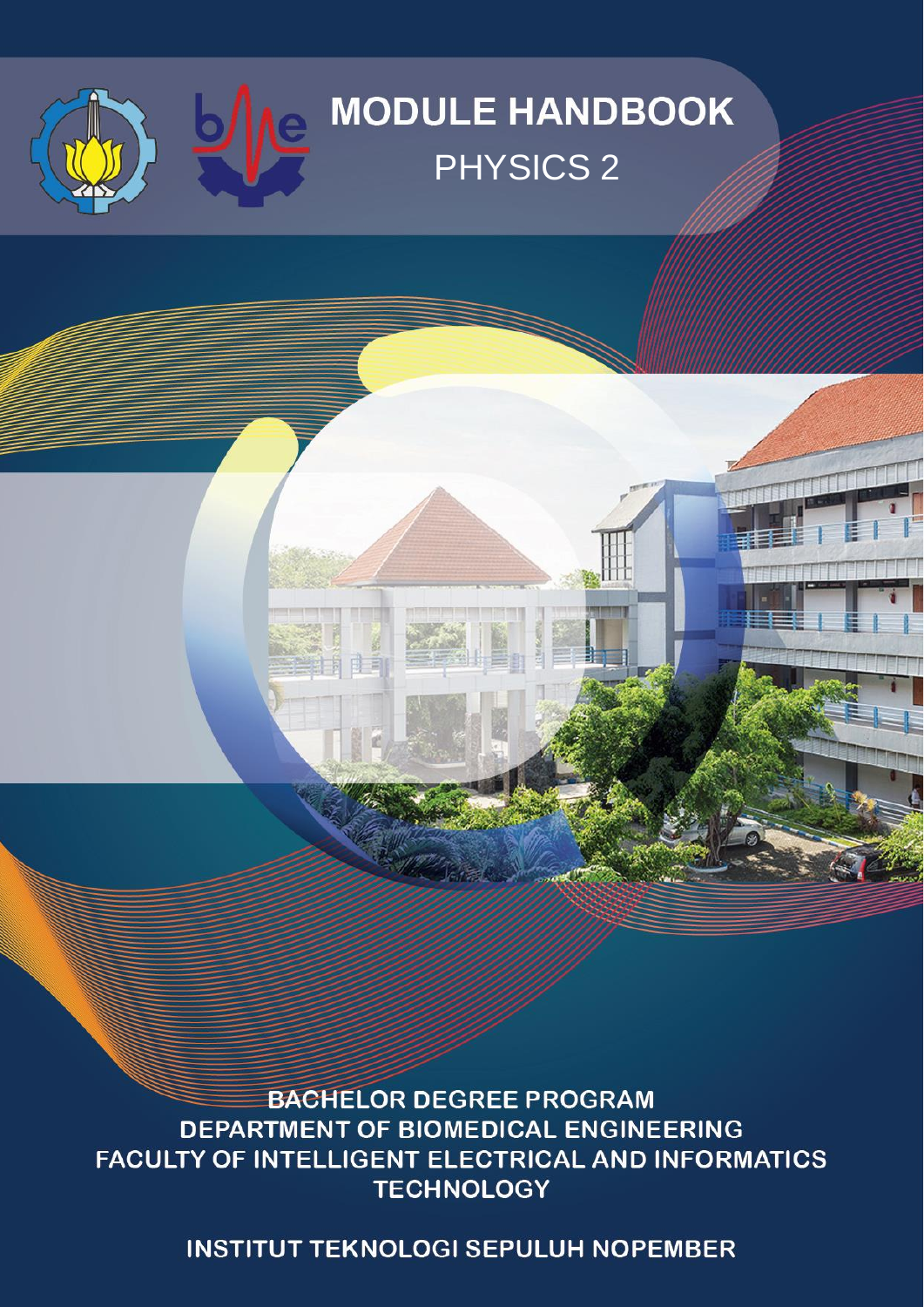# MODULE HANDBOOK

## PHYSICS 2

BACHELOR DEGREE PROGRAM
DEPARTMENT OF BIOMEDICAL ENGINEERING
FACULTY OF INTELLIGENT ELECTRICAL AND INFORMATICS TECHNOLOGY

INSTITUT TEKNOLOGI SEPULUH NOPEMBER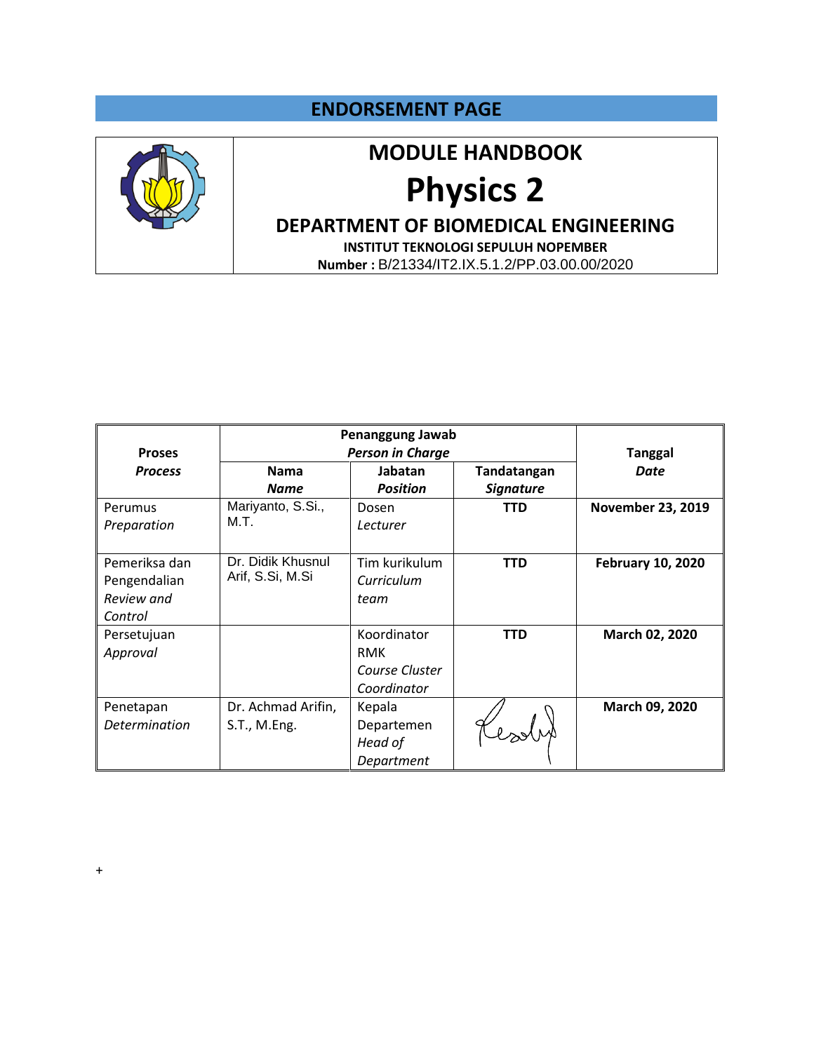## ENDORSEMENT PAGE

# MODULE HANDBOOK

# Physics 2

## DEPARTMENT OF BIOMEDICAL ENGINEERING

**INSTITUT TEKNOLOGI SEPULUH NOPEMBER**

**Number :** B/21334/IT2.IX.5.1.2/PP.03.00.00/2020

| **Proses** *Process* | **Penanggung Jawab** ***Person in Charge*** | | | **Tanggal** ***Date*** |
|---|---|---|---|---|
| | **Nama** ***Name*** | **Jabatan** ***Position*** | **Tandatangan** ***Signature*** | |
| Perumus *Preparation* | Mariyanto, S.Si., M.T. | Dosen *Lecturer* | **TTD** | **November 23, 2019** |
| Pemeriksa dan Pengendalian *Review and Control* | Dr. Didik Khusnul Arif, S.Si, M.Si | Tim kurikulum *Curriculum team* | **TTD** | **February 10, 2020** |
| Persetujuan *Approval* | | Koordinator RMK *Course Cluster Coordinator* | **TTD** | **March 02, 2020** |
| Penetapan *Determination* | Dr. Achmad Arifin, S.T., M.Eng. | Kepala Departemen *Head of Department* | | **March 09, 2020** |

+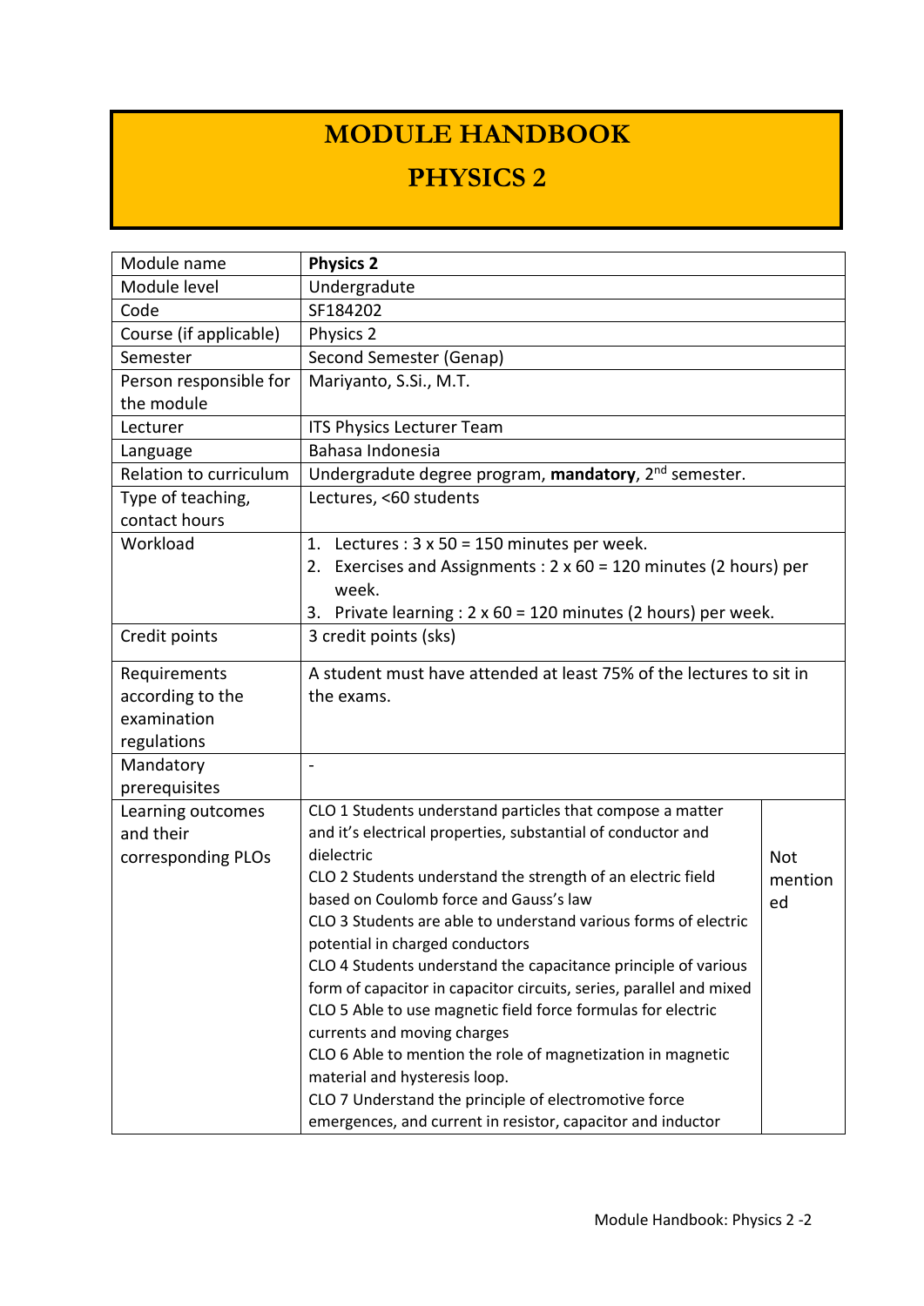# MODULE HANDBOOK

# PHYSICS 2

| Module name | **Physics 2** | |
|---|---|---|
| Module level | Undergradute | |
| Code | SF184202 | |
| Course (if applicable) | Physics 2 | |
| Semester | Second Semester (Genap) | |
| Person responsible for the module | Mariyanto, S.Si., M.T. | |
| Lecturer | ITS Physics Lecturer Team | |
| Language | Bahasa Indonesia | |
| Relation to curriculum | Undergradute degree program, **mandatory**, 2nd semester. | |
| Type of teaching, contact hours | Lectures, <60 students | |
| Workload | 1. Lectures : 3 x 50 = 150 minutes per week.<br>2. Exercises and Assignments : 2 x 60 = 120 minutes (2 hours) per week.<br>3. Private learning : 2 x 60 = 120 minutes (2 hours) per week. | |
| Credit points | 3 credit points (sks) | |
| Requirements according to the examination regulations | A student must have attended at least 75% of the lectures to sit in the exams. | |
| Mandatory prerequisites | - | |
| Learning outcomes and their corresponding PLOs | CLO 1 Students understand particles that compose a matter and it's electrical properties, substantial of conductor and dielectric<br>CLO 2 Students understand the strength of an electric field based on Coulomb force and Gauss's law<br>CLO 3 Students are able to understand various forms of electric potential in charged conductors<br>CLO 4 Students understand the capacitance principle of various form of capacitor in capacitor circuits, series, parallel and mixed<br>CLO 5 Able to use magnetic field force formulas for electric currents and moving charges<br>CLO 6 Able to mention the role of magnetization in magnetic material and hysteresis loop.<br>CLO 7 Understand the principle of electromotive force emergences, and current in resistor, capacitor and inductor | Not mentioned |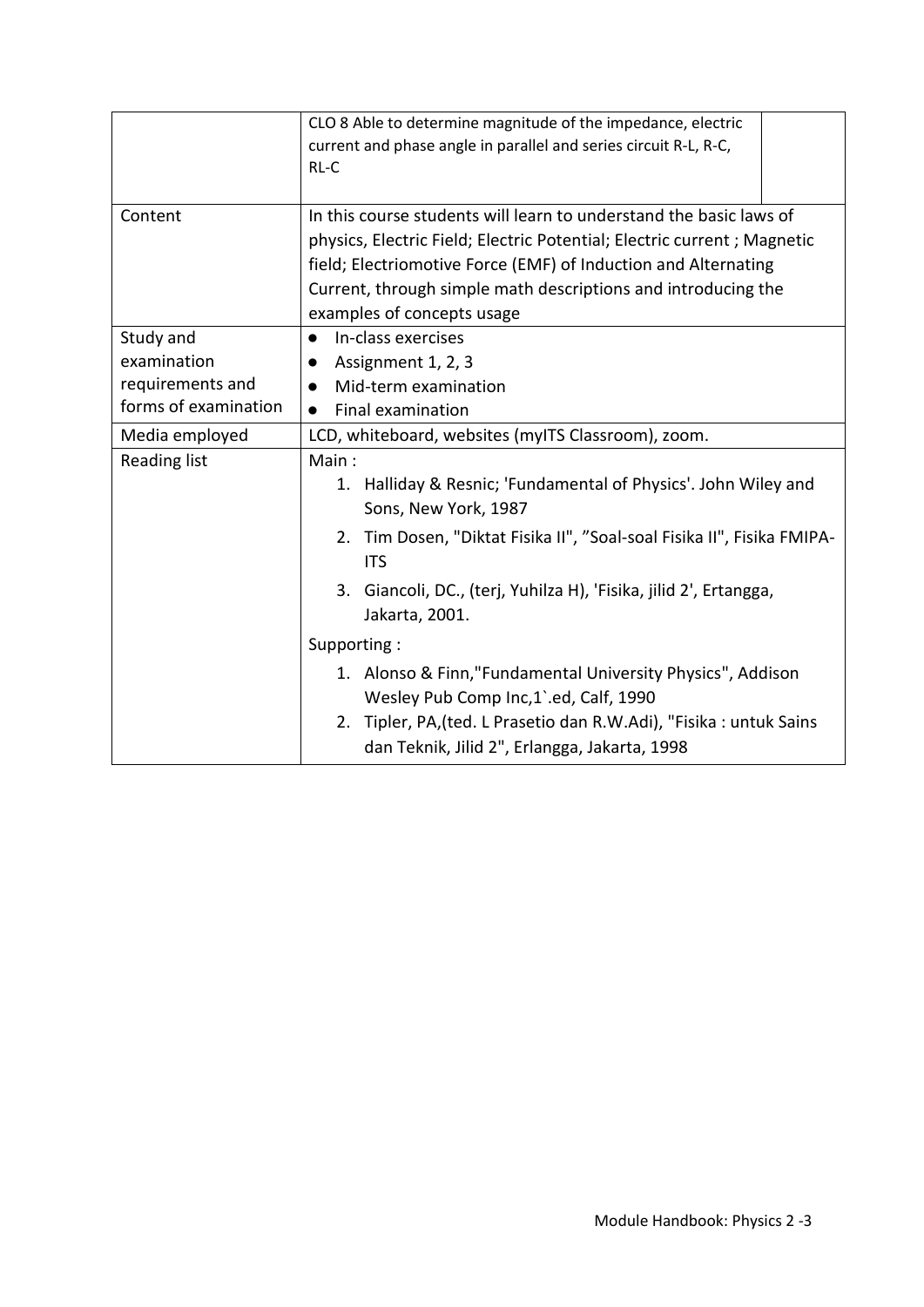| | | |
|---|---|---|
| | CLO 8 Able to determine magnitude of the impedance, electric current and phase angle in parallel and series circuit R-L, R-C, RL-C | |
| Content | In this course students will learn to understand the basic laws of physics, Electric Field; Electric Potential; Electric current ; Magnetic field; Electriomotive Force (EMF) of Induction and Alternating Current, through simple math descriptions and introducing the examples of concepts usage | |
| Study and examination requirements and forms of examination | ● In-class exercises<br>● Assignment 1, 2, 3<br>● Mid-term examination<br>● Final examination | |
| Media employed | LCD, whiteboard, websites (myITS Classroom), zoom. | |
| Reading list | Main :<br>1. Halliday & Resnic; 'Fundamental of Physics'. John Wiley and Sons, New York, 1987<br>2. Tim Dosen, "Diktat Fisika II", "Soal-soal Fisika II", Fisika FMIPA-ITS<br>3. Giancoli, DC., (terj, Yuhilza H), 'Fisika, jilid 2', Ertangga, Jakarta, 2001.<br>Supporting :<br>1. Alonso & Finn,"Fundamental University Physics", Addison Wesley Pub Comp Inc,1`.ed, Calf, 1990<br>2. Tipler, PA,(ted. L Prasetio dan R.W.Adi), "Fisika : untuk Sains dan Teknik, Jilid 2", Erlangga, Jakarta, 1998 | |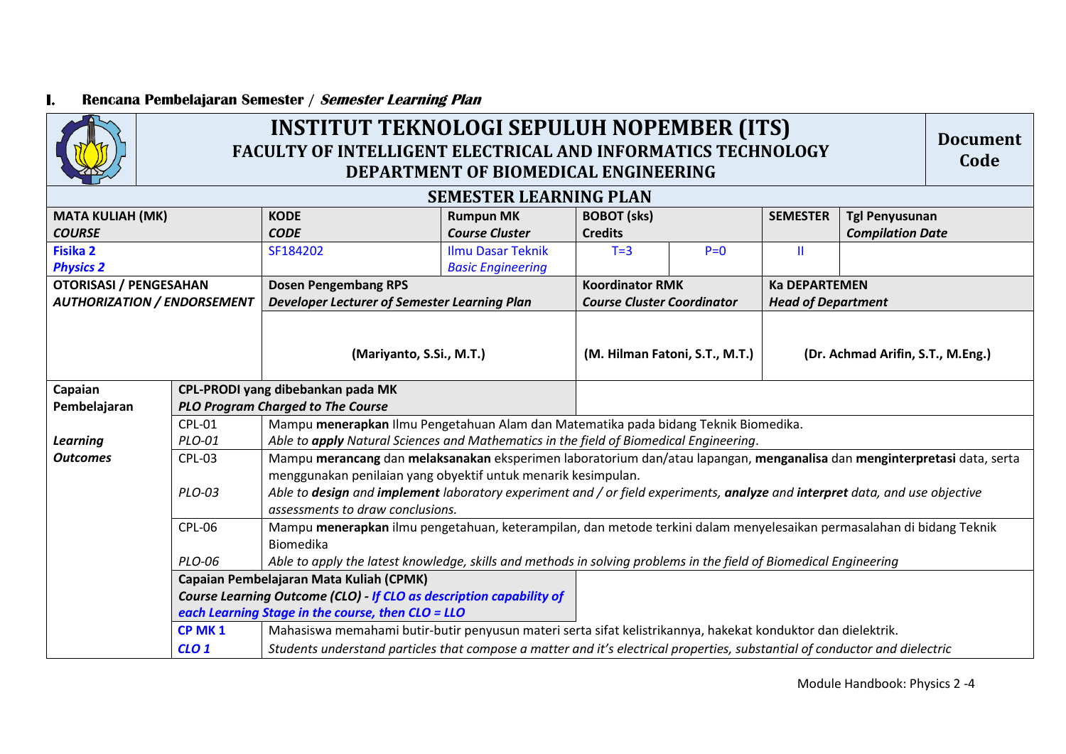## I. Rencana Pembelajaran Semester / *Semester Learning Plan*

| INSTITUT TEKNOLOGI SEPULUH NOPEMBER (ITS)<br>FACULTY OF INTELLIGENT ELECTRICAL AND INFORMATICS TECHNOLOGY<br>DEPARTMENT OF BIOMEDICAL ENGINEERING | | | | | | | Document Code |
|---|---|---|---|---|---|---|---|
| **SEMESTER LEARNING PLAN** | | | | | | | |
| **MATA KULIAH (MK)**<br>***COURSE*** | **KODE**<br>***CODE*** | **Rumpun MK**<br>***Course Cluster*** | **BOBOT (sks)**<br>**Credits** | | **SEMESTER** | **Tgl Penyusunan**<br>***Compilation Date*** | |
| **Fisika 2**<br>***Physics 2*** | SF184202 | Ilmu Dasar Teknik<br>*Basic Engineering* | T=3 | P=0 | II | | |
| **OTORISASI / PENGESAHAN**<br>***AUTHORIZATION / ENDORSEMENT*** | **Dosen Pengembang RPS**<br>***Developer Lecturer of Semester Learning Plan*** | | **Koordinator RMK**<br>***Course Cluster Coordinator*** | | **Ka DEPARTEMEN**<br>***Head of Department*** | | |
| | **(Mariyanto, S.Si., M.T.)** | | **(M. Hilman Fatoni, S.T., M.T.)** | | **(Dr. Achmad Arifin, S.T., M.Eng.)** | | |

| Capaian Pembelajaran<br><br>***Learning Outcomes*** | | |
|---|---|---|
| | **CPL-PRODI yang dibebankan pada MK**<br>***PLO Program Charged to The Course*** | |
| | CPL-01<br>*PLO-01* | Mampu **menerapkan** Ilmu Pengetahuan Alam dan Matematika pada bidang Teknik Biomedika.<br>*Able to **apply** Natural Sciences and Mathematics in the field of Biomedical Engineering.* |
| | CPL-03<br><br>*PLO-03* | Mampu **merancang** dan **melaksanakan** eksperimen laboratorium dan/atau lapangan, **menganalisa** dan **menginterpretasi** data, serta menggunakan penilaian yang obyektif untuk menarik kesimpulan.<br>*Able to **design** and **implement** laboratory experiment and / or field experiments, **analyze** and **interpret** data, and use objective assessments to draw conclusions.* |
| | CPL-06<br><br>*PLO-06* | Mampu **menerapkan** ilmu pengetahuan, keterampilan, dan metode terkini dalam menyelesaikan permasalahan di bidang Teknik Biomedika<br>*Able to apply the latest knowledge, skills and methods in solving problems in the field of Biomedical Engineering* |
| | **Capaian Pembelajaran Mata Kuliah (CPMK)**<br>***Course Learning Outcome (CLO) - If CLO as description capability of each Learning Stage in the course, then CLO = LLO*** | |
| | **CP MK 1**<br>***CLO 1*** | Mahasiswa memahami butir-butir penyusun materi serta sifat kelistrikannya, hakekat konduktor dan dielektrik.<br>*Students understand particles that compose a matter and it's electrical properties, substantial of conductor and dielectric* |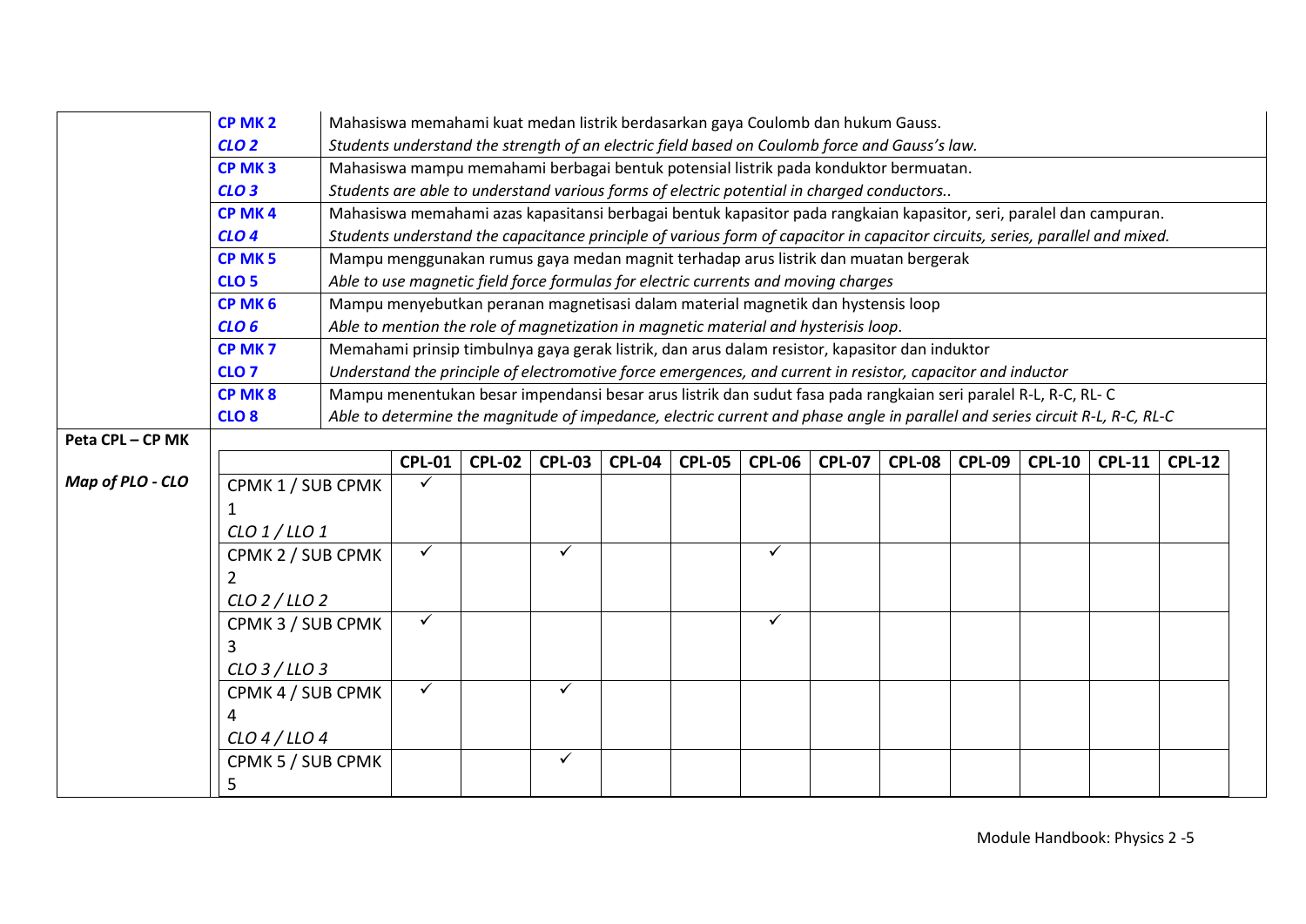| | | |
|---|---|---|
| | **CP MK 2** | Mahasiswa memahami kuat medan listrik berdasarkan gaya Coulomb dan hukum Gauss. |
| | ***CLO 2*** | *Students understand the strength of an electric field based on Coulomb force and Gauss's law.* |
| | **CP MK 3** | Mahasiswa mampu memahami berbagai bentuk potensial listrik pada konduktor bermuatan. |
| | ***CLO 3*** | *Students are able to understand various forms of electric potential in charged conductors..* |
| | **CP MK 4** | Mahasiswa memahami azas kapasitansi berbagai bentuk kapasitor pada rangkaian kapasitor, seri, paralel dan campuran. |
| | ***CLO 4*** | *Students understand the capacitance principle of various form of capacitor in capacitor circuits, series, parallel and mixed.* |
| | **CP MK 5** | Mampu menggunakan rumus gaya medan magnit terhadap arus listrik dan muatan bergerak |
| | **CLO 5** | *Able to use magnetic field force formulas for electric currents and moving charges* |
| | **CP MK 6** | Mampu menyebutkan peranan magnetisasi dalam material magnetik dan hystensis loop |
| | ***CLO 6*** | *Able to mention the role of magnetization in magnetic material and hysterisis loop.* |
| | **CP MK 7** | Memahami prinsip timbulnya gaya gerak listrik, dan arus dalam resistor, kapasitor dan induktor |
| | **CLO 7** | *Understand the principle of electromotive force emergences, and current in resistor, capacitor and inductor* |
| | **CP MK 8** | Mampu menentukan besar impendansi besar arus listrik dan sudut fasa pada rangkaian seri paralel R-L, R-C, RL- C |
| | **CLO 8** | *Able to determine the magnitude of impedance, electric current and phase angle in parallel and series circuit R-L, R-C, RL-C* |

**Peta CPL – CP MK**

***Map of PLO - CLO***

| | CPL-01 | CPL-02 | CPL-03 | CPL-04 | CPL-05 | CPL-06 | CPL-07 | CPL-08 | CPL-09 | CPL-10 | CPL-11 | CPL-12 |
|---|---|---|---|---|---|---|---|---|---|---|---|---|
| CPMK 1 / SUB CPMK 1 *CLO 1 / LLO 1* | ✓ | | | | | | | | | | | |
| CPMK 2 / SUB CPMK 2 *CLO 2 / LLO 2* | ✓ | | ✓ | | | ✓ | | | | | | |
| CPMK 3 / SUB CPMK 3 *CLO 3 / LLO 3* | ✓ | | | | | ✓ | | | | | | |
| CPMK 4 / SUB CPMK 4 *CLO 4 / LLO 4* | ✓ | | ✓ | | | | | | | | | |
| CPMK 5 / SUB CPMK 5 | | | ✓ | | | | | | | | | |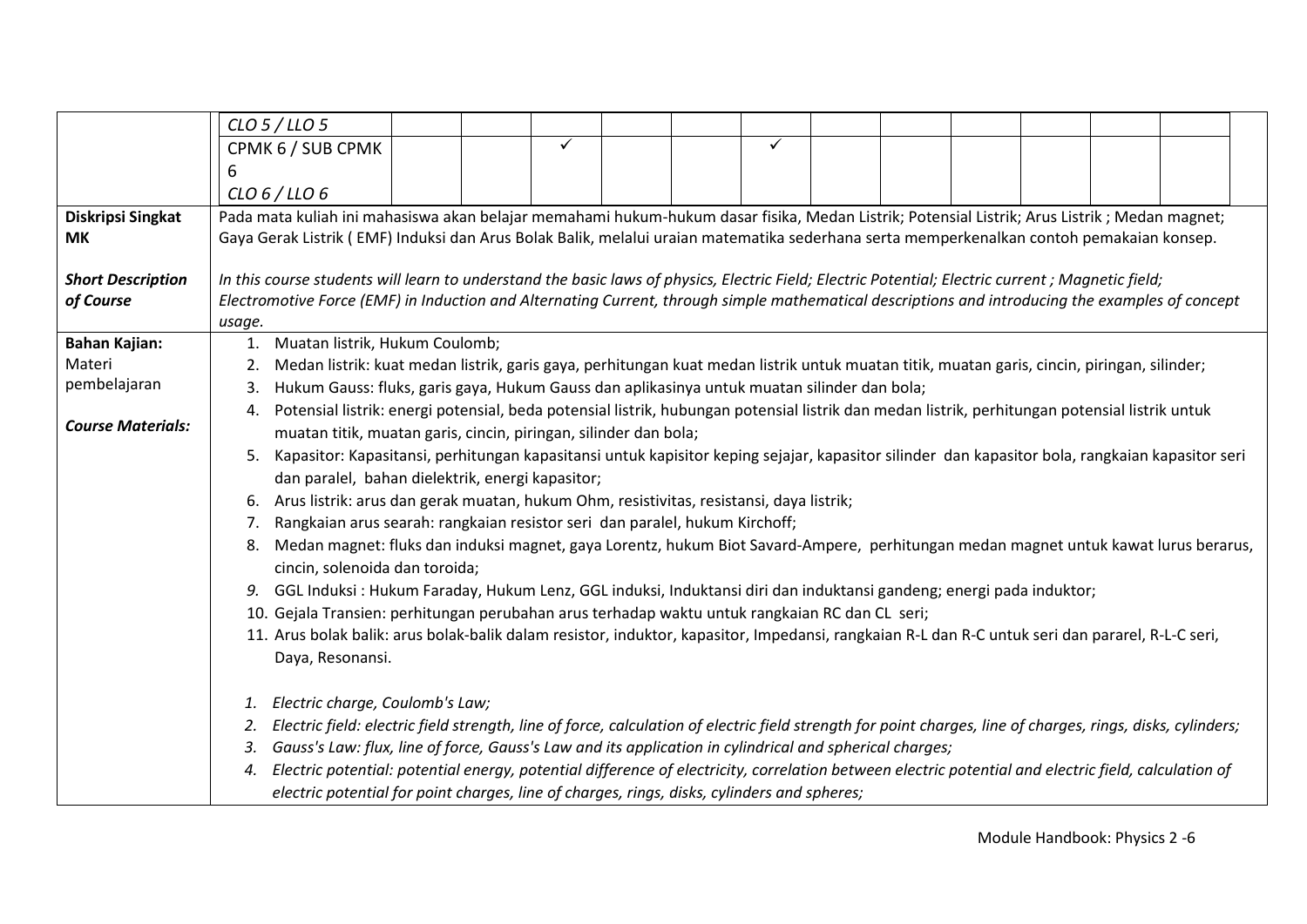| | | | | | | | | | | | | | |
|---|---|---|---|---|---|---|---|---|---|---|---|---|---|
| | *CLO 5 / LLO 5* | | | | | | | | | | | | |
| | CPMK 6 / SUB CPMK 6<br>*CLO 6 / LLO 6* | | | ✓ | | | ✓ | | | | | | |

| | |
|---|---|
| **Diskripsi Singkat MK**<br><br>***Short Description of Course*** | Pada mata kuliah ini mahasiswa akan belajar memahami hukum-hukum dasar fisika, Medan Listrik; Potensial Listrik; Arus Listrik ; Medan magnet; Gaya Gerak Listrik ( EMF) Induksi dan Arus Bolak Balik, melalui uraian matematika sederhana serta memperkenalkan contoh pemakaian konsep.<br><br>*In this course students will learn to understand the basic laws of physics, Electric Field; Electric Potential; Electric current ; Magnetic field; Electromotive Force (EMF) in Induction and Alternating Current, through simple mathematical descriptions and introducing the examples of concept usage.* |
| **Bahan Kajian:** Materi pembelajaran<br><br>***Course Materials:*** | 1. Muatan listrik, Hukum Coulomb;<br>2. Medan listrik: kuat medan listrik, garis gaya, perhitungan kuat medan listrik untuk muatan titik, muatan garis, cincin, piringan, silinder;<br>3. Hukum Gauss: fluks, garis gaya, Hukum Gauss dan aplikasinya untuk muatan silinder dan bola;<br>4. Potensial listrik: energi potensial, beda potensial listrik, hubungan potensial listrik dan medan listrik, perhitungan potensial listrik untuk muatan titik, muatan garis, cincin, piringan, silinder dan bola;<br>5. Kapasitor: Kapasitansi, perhitungan kapasitansi untuk kapisitor keping sejajar, kapasitor silinder dan kapasitor bola, rangkaian kapasitor seri dan paralel, bahan dielektrik, energi kapasitor;<br>6. Arus listrik: arus dan gerak muatan, hukum Ohm, resistivitas, resistansi, daya listrik;<br>7. Rangkaian arus searah: rangkaian resistor seri dan paralel, hukum Kirchoff;<br>8. Medan magnet: fluks dan induksi magnet, gaya Lorentz, hukum Biot Savard-Ampere, perhitungan medan magnet untuk kawat lurus berarus, cincin, solenoida dan toroida;<br>*9.* GGL Induksi : Hukum Faraday, Hukum Lenz, GGL induksi, Induktansi diri dan induktansi gandeng; energi pada induktor;<br>10. Gejala Transien: perhitungan perubahan arus terhadap waktu untuk rangkaian RC dan CL seri;<br>11. Arus bolak balik: arus bolak-balik dalam resistor, induktor, kapasitor, Impedansi, rangkaian R-L dan R-C untuk seri dan pararel, R-L-C seri, Daya, Resonansi.<br><br>*1. Electric charge, Coulomb's Law;*<br>*2. Electric field: electric field strength, line of force, calculation of electric field strength for point charges, line of charges, rings, disks, cylinders;*<br>*3. Gauss's Law: flux, line of force, Gauss's Law and its application in cylindrical and spherical charges;*<br>*4. Electric potential: potential energy, potential difference of electricity, correlation between electric potential and electric field, calculation of electric potential for point charges, line of charges, rings, disks, cylinders and spheres;* |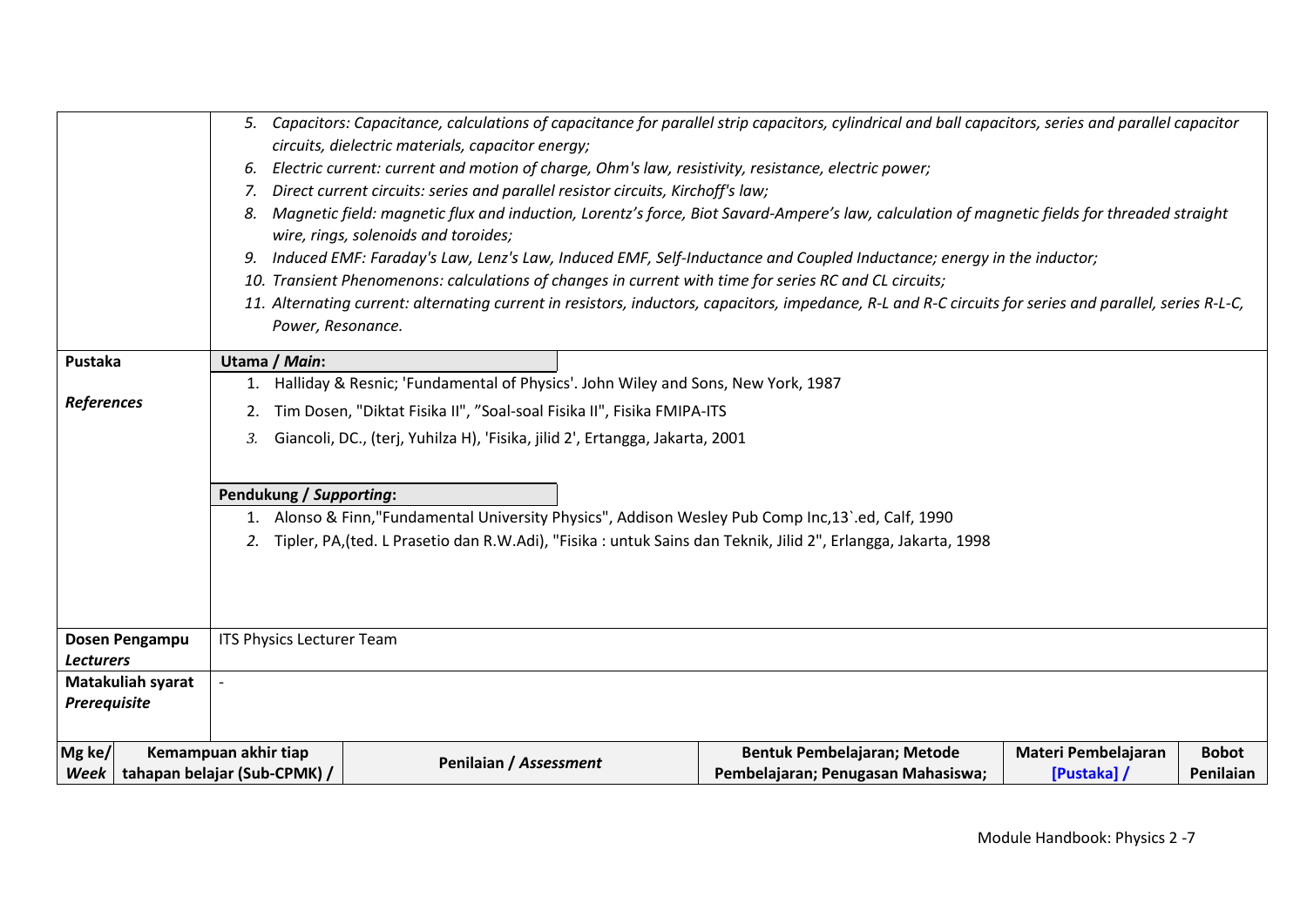| | |
|---|---|
| | 5. *Capacitors: Capacitance, calculations of capacitance for parallel strip capacitors, cylindrical and ball capacitors, series and parallel capacitor circuits, dielectric materials, capacitor energy;*<br>6. *Electric current: current and motion of charge, Ohm's law, resistivity, resistance, electric power;*<br>7. *Direct current circuits: series and parallel resistor circuits, Kirchoff's law;*<br>8. *Magnetic field: magnetic flux and induction, Lorentz's force, Biot Savard-Ampere's law, calculation of magnetic fields for threaded straight wire, rings, solenoids and toroides;*<br>9. *Induced EMF: Faraday's Law, Lenz's Law, Induced EMF, Self-Inductance and Coupled Inductance; energy in the inductor;*<br>10. *Transient Phenomenons: calculations of changes in current with time for series RC and CL circuits;*<br>11. *Alternating current: alternating current in resistors, inductors, capacitors, impedance, R-L and R-C circuits for series and parallel, series R-L-C, Power, Resonance.* |
| **Pustaka**<br><br>***References*** | **Utama / *Main*:**<br>1. Halliday & Resnic; 'Fundamental of Physics'. John Wiley and Sons, New York, 1987<br>2. Tim Dosen, "Diktat Fisika II", "Soal-soal Fisika II", Fisika FMIPA-ITS<br>3. Giancoli, DC., (terj, Yuhilza H), 'Fisika, jilid 2', Ertangga, Jakarta, 2001<br><br>**Pendukung / *Supporting*:**<br>1. Alonso & Finn,"Fundamental University Physics", Addison Wesley Pub Comp Inc,13`.ed, Calf, 1990<br>2. Tipler, PA,(ted. L Prasetio dan R.W.Adi), "Fisika : untuk Sains dan Teknik, Jilid 2", Erlangga, Jakarta, 1998 |
| **Dosen Pengampu**<br>***Lecturers*** | ITS Physics Lecturer Team |
| **Matakuliah syarat**<br>***Prerequisite*** | - |

| **Mg ke/ *Week*** | **Kemampuan akhir tiap tahapan belajar (Sub-CPMK) /** | **Penilaian / *Assessment*** | **Bentuk Pembelajaran; Metode Pembelajaran; Penugasan Mahasiswa;** | **Materi Pembelajaran [Pustaka] /** | **Bobot Penilaian** |
|---|---|---|---|---|---|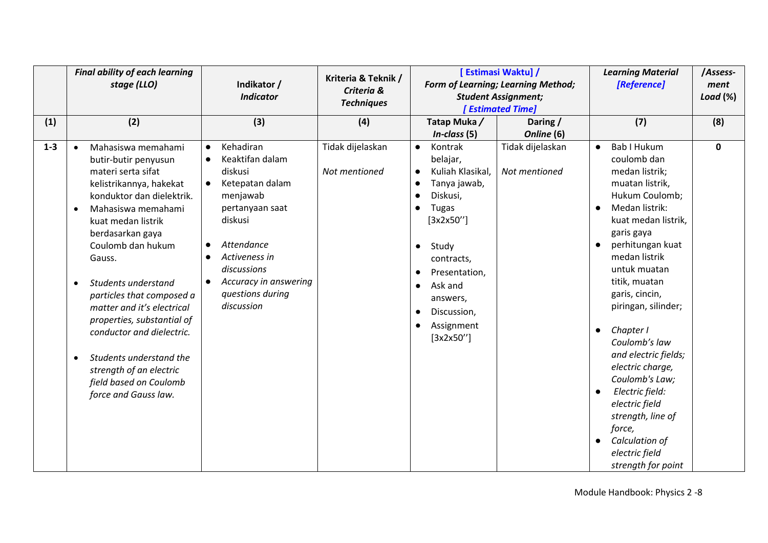| | *Final ability of each learning stage (LLO)* | Indikator / *Indicator* | Kriteria & Teknik / *Criteria & Techniques* | [ Estimasi Waktu] / *Form of Learning; Learning Method; Student Assignment; [ Estimated Time]* | | *Learning Material [Reference]* | */Assess-ment Load* (%) |
|---|---|---|---|---|---|---|---|
| (1) | (2) | (3) | (4) | Tatap Muka / *In-class* (5) | Daring / *Online* (6) | (7) | (8) |
| 1-3 | • Mahasiswa memahami butir-butir penyusun materi serta sifat kelistrikannya, hakekat konduktor dan dielektrik.<br>• Mahasiswa memahami kuat medan listrik berdasarkan gaya Coulomb dan hukum Gauss.<br><br>• *Students understand particles that composed a matter and it's electrical properties, substantial of conductor and dielectric.*<br><br>• *Students understand the strength of an electric field based on Coulomb force and Gauss law.* | • Kehadiran<br>• Keaktifan dalam diskusi<br>• Ketepatan dalam menjawab pertanyaan saat diskusi<br><br>• *Attendance*<br>• *Activeness in discussions*<br>• *Accuracy in answering questions during discussion* | Tidak dijelaskan<br><br>*Not mentioned* | • Kontrak belajar,<br>• Kuliah Klasikal,<br>• Tanya jawab,<br>• Diskusi,<br>• Tugas [3x2x50'']<br><br>• Study contracts,<br>• Presentation,<br>• Ask and answers,<br>• Discussion,<br>• Assignment [3x2x50''] | Tidak dijelaskan<br><br>*Not mentioned* | • Bab I Hukum coulomb dan medan listrik; muatan listrik, Hukum Coulomb;<br>• Medan listrik: kuat medan listrik, garis gaya<br>• perhitungan kuat medan listrik untuk muatan titik, muatan garis, cincin, piringan, silinder;<br><br>• *Chapter I Coulomb's law and electric fields; electric charge, Coulomb's Law;*<br>• *Electric field: electric field strength, line of force,*<br>• *Calculation of electric field strength for point* | 0 |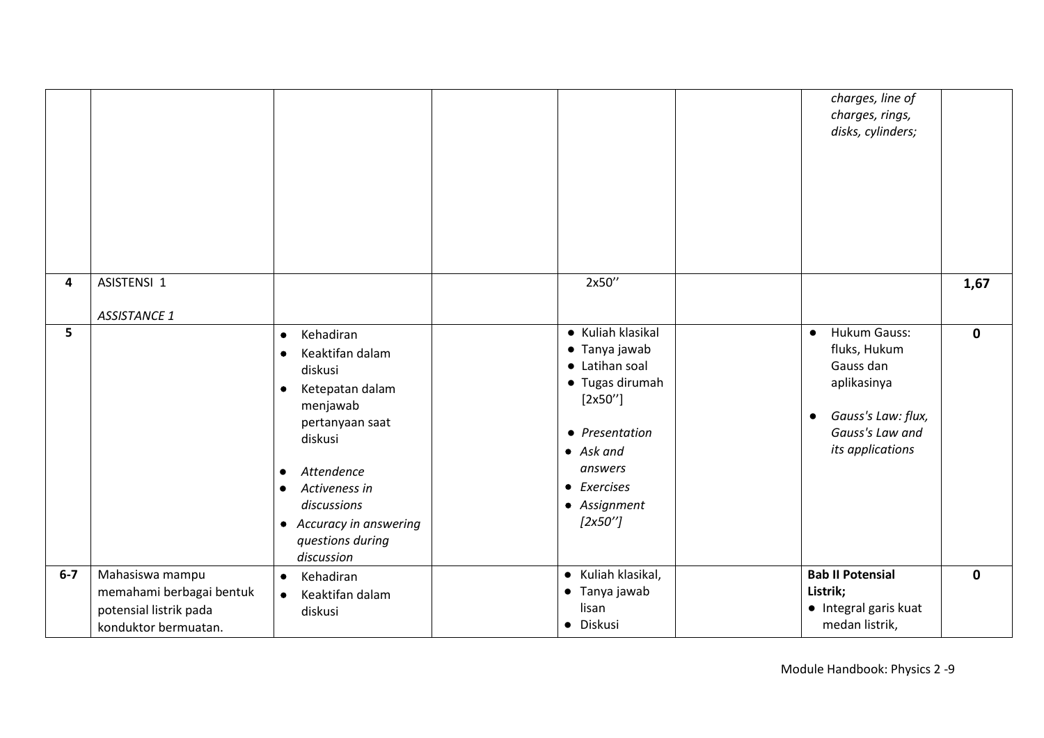| | | | | | | | |
|---|---|---|---|---|---|---|---|
| | | | | | | *charges, line of charges, rings, disks, cylinders;* | |
| **4** | ASISTENSI 1<br><br>*ASSISTANCE 1* | | | 2x50'' | | | **1,67** |
| **5** | | • Kehadiran<br>• Keaktifan dalam diskusi<br>• Ketepatan dalam menjawab pertanyaan saat diskusi<br><br>• *Attendence*<br>• *Activeness in discussions*<br>• *Accuracy in answering questions during discussion* | | • Kuliah klasikal<br>• Tanya jawab<br>• Latihan soal<br>• Tugas dirumah [2x50'']<br><br>• *Presentation*<br>• *Ask and answers*<br>• *Exercises*<br>• *Assignment [2x50'']* | | • Hukum Gauss: fluks, Hukum Gauss dan aplikasinya<br><br>• *Gauss's Law: flux, Gauss's Law and its applications* | **0** |
| **6-7** | Mahasiswa mampu memahami berbagai bentuk potensial listrik pada konduktor bermuatan. | • Kehadiran<br>• Keaktifan dalam diskusi | | • Kuliah klasikal,<br>• Tanya jawab lisan<br>• Diskusi | | **Bab II Potensial Listrik;**<br>• Integral garis kuat medan listrik, | **0** |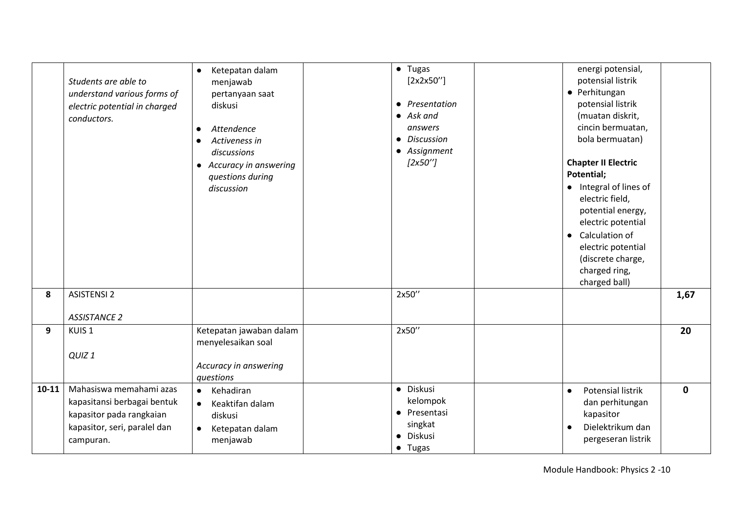| | | | | | | | |
|---|---|---|---|---|---|---|---|
| | *Students are able to understand various forms of electric potential in charged conductors.* | • Ketepatan dalam menjawab pertanyaan saat diskusi<br><br>• *Attendence*<br>• *Activeness in discussions*<br>• *Accuracy in answering questions during discussion* | | • Tugas [2x2x50'']<br><br>• *Presentation*<br>• *Ask and answers*<br>• *Discussion*<br>• *Assignment [2x50'']* | | energi potensial, potensial listrik<br>• Perhitungan potensial listrik (muatan diskrit, cincin bermuatan, bola bermuatan)<br><br>**Chapter II Electric Potential;**<br>• Integral of lines of electric field, potential energy, electric potential<br>• Calculation of electric potential (discrete charge, charged ring, charged ball) | |
| **8** | ASISTENSI 2<br><br>*ASSISTANCE 2* | | | 2x50'' | | | **1,67** |
| **9** | KUIS 1<br><br>*QUIZ 1* | Ketepatan jawaban dalam menyelesaikan soal<br><br>*Accuracy in answering questions* | | 2x50'' | | | **20** |
| **10-11** | Mahasiswa memahami azas kapasitansi berbagai bentuk kapasitor pada rangkaian kapasitor, seri, paralel dan campuran. | • Kehadiran<br>• Keaktifan dalam diskusi<br>• Ketepatan dalam menjawab | | • Diskusi kelompok<br>• Presentasi singkat<br>• Diskusi<br>• Tugas | | • Potensial listrik dan perhitungan kapasitor<br>• Dielektrikum dan pergeseran listrik | **0** |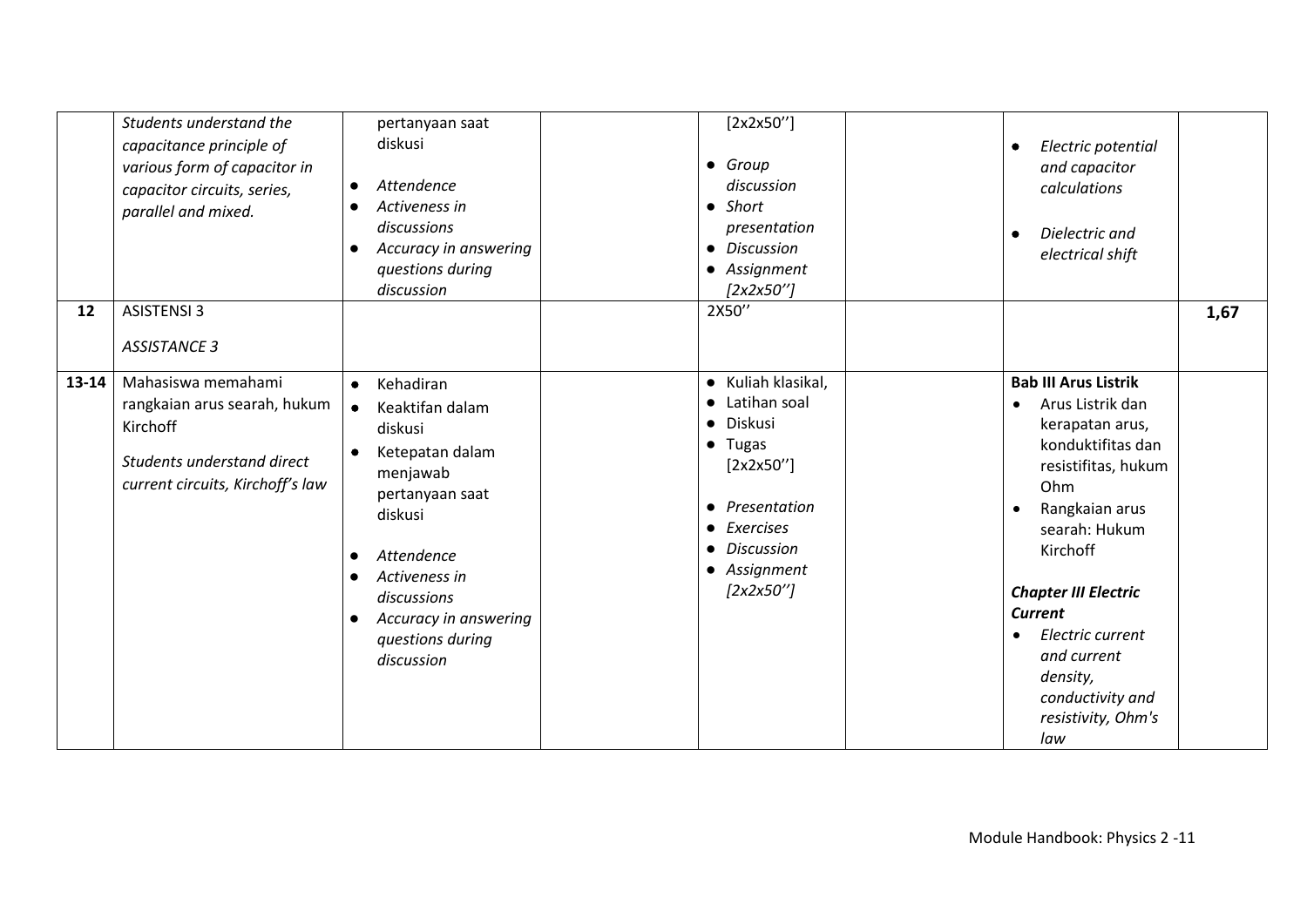| | | | | | | | |
|---|---|---|---|---|---|---|---|
| | *Students understand the capacitance principle of various form of capacitor in capacitor circuits, series, parallel and mixed.* | pertanyaan saat diskusi<br><br>• *Attendence*<br>• *Activeness in discussions*<br>• *Accuracy in answering questions during discussion* | | [2x2x50'']<br><br>• *Group discussion*<br>• *Short presentation*<br>• *Discussion*<br>• *Assignment [2x2x50'']* | | • *Electric potential and capacitor calculations*<br><br>• *Dielectric and electrical shift* | |
| **12** | ASISTENSI 3<br><br>*ASSISTANCE 3* | | | 2X50'' | | | **1,67** |
| **13-14** | Mahasiswa memahami rangkaian arus searah, hukum Kirchoff<br><br>*Students understand direct current circuits, Kirchoff's law* | • Kehadiran<br>• Keaktifan dalam diskusi<br>• Ketepatan dalam menjawab pertanyaan saat diskusi<br><br>• *Attendence*<br>• *Activeness in discussions*<br>• *Accuracy in answering questions during discussion* | | • Kuliah klasikal,<br>• Latihan soal<br>• Diskusi<br>• Tugas [2x2x50'']<br><br>• *Presentation*<br>• *Exercises*<br>• *Discussion*<br>• *Assignment [2x2x50'']* | | **Bab III Arus Listrik**<br>• Arus Listrik dan kerapatan arus, konduktifitas dan resistifitas, hukum Ohm<br>• Rangkaian arus searah: Hukum Kirchoff<br><br>***Chapter III Electric Current***<br>• *Electric current and current density, conductivity and resistivity, Ohm's law* | |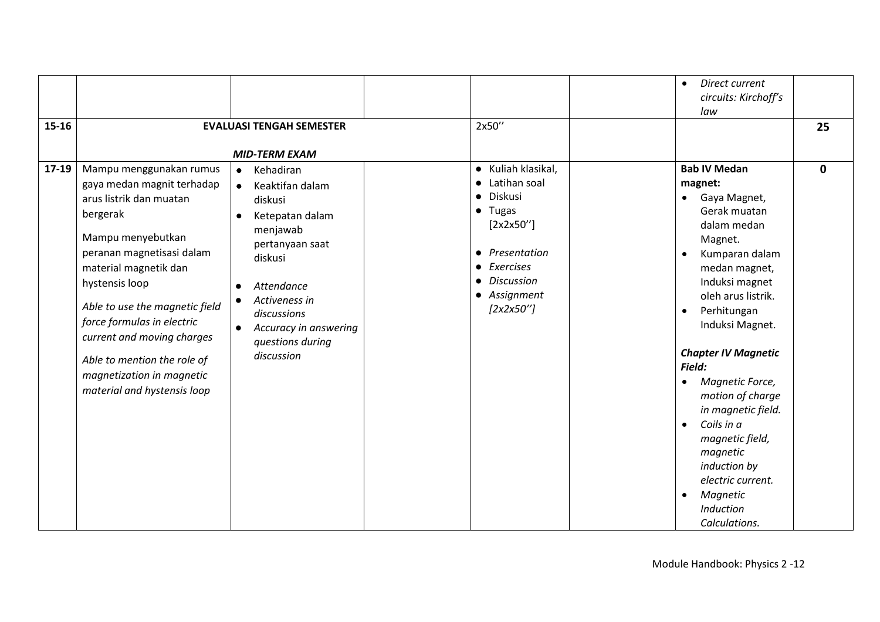|  |  |  |  |  |  |  |  |
|---|---|---|---|---|---|---|---|
|  |  |  |  |  |  | • *Direct current circuits: Kirchoff's law* |  |
| **15-16** | **EVALUASI TENGAH SEMESTER** <br><br> ***MID-TERM EXAM*** |  |  | 2x50'' |  |  | **25** |
| **17-19** | Mampu menggunakan rumus gaya medan magnit terhadap arus listrik dan muatan bergerak <br><br> Mampu menyebutkan peranan magnetisasi dalam material magnetik dan hystensis loop <br><br> *Able to use the magnetic field force formulas in electric current and moving charges* <br><br> *Able to mention the role of magnetization in magnetic material and hystensis loop* | • Kehadiran <br> • Keaktifan dalam diskusi <br> • Ketepatan dalam menjawab pertanyaan saat diskusi <br><br> • *Attendance* <br> • *Activeness in discussions* <br> • *Accuracy in answering questions during discussion* |  | • Kuliah klasikal, <br> • Latihan soal <br> • Diskusi <br> • Tugas [2x2x50''] <br><br> • *Presentation* <br> • *Exercises* <br> • *Discussion* <br> • *Assignment [2x2x50'']* |  | **Bab IV Medan magnet:** <br> • Gaya Magnet, Gerak muatan dalam medan Magnet. <br> • Kumparan dalam medan magnet, Induksi magnet oleh arus listrik. <br> • Perhitungan Induksi Magnet. <br><br> ***Chapter IV Magnetic Field:*** <br> • *Magnetic Force, motion of charge in magnetic field.* <br> • *Coils in a magnetic field, magnetic induction by electric current.* <br> • *Magnetic Induction Calculations.* | **0** |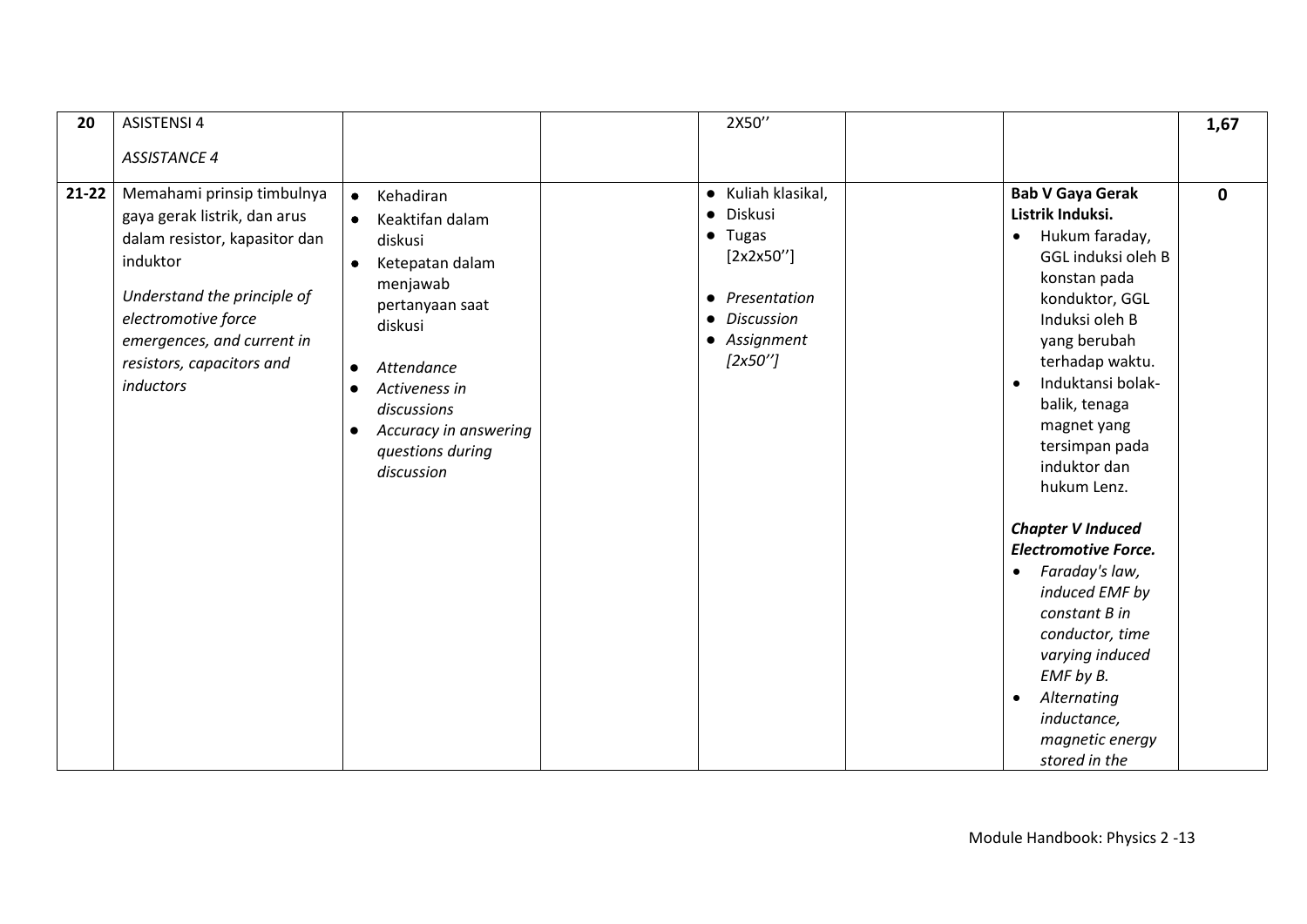| 20 | ASISTENSI 4<br><br>*ASSISTANCE 4* | | | 2X50'' | | | 1,67 |
|---|---|---|---|---|---|---|---|
| 21-22 | Memahami prinsip timbulnya gaya gerak listrik, dan arus dalam resistor, kapasitor dan induktor<br><br>*Understand the principle of electromotive force emergences, and current in resistors, capacitors and inductors* | • Kehadiran<br>• Keaktifan dalam diskusi<br>• Ketepatan dalam menjawab pertanyaan saat diskusi<br><br>• *Attendance*<br>• *Activeness in discussions*<br>• *Accuracy in answering questions during discussion* | | • Kuliah klasikal,<br>• Diskusi<br>• Tugas [2x2x50'']<br><br>• *Presentation*<br>• *Discussion*<br>• *Assignment [2x50'']* | | **Bab V Gaya Gerak Listrik Induksi.**<br>• Hukum faraday, GGL induksi oleh B konstan pada konduktor, GGL Induksi oleh B yang berubah terhadap waktu.<br>• Induktansi bolak-balik, tenaga magnet yang tersimpan pada induktor dan hukum Lenz.<br><br>***Chapter V Induced Electromotive Force.***<br>• *Faraday's law, induced EMF by constant B in conductor, time varying induced EMF by B.*<br>• *Alternating inductance, magnetic energy stored in the* | **0** |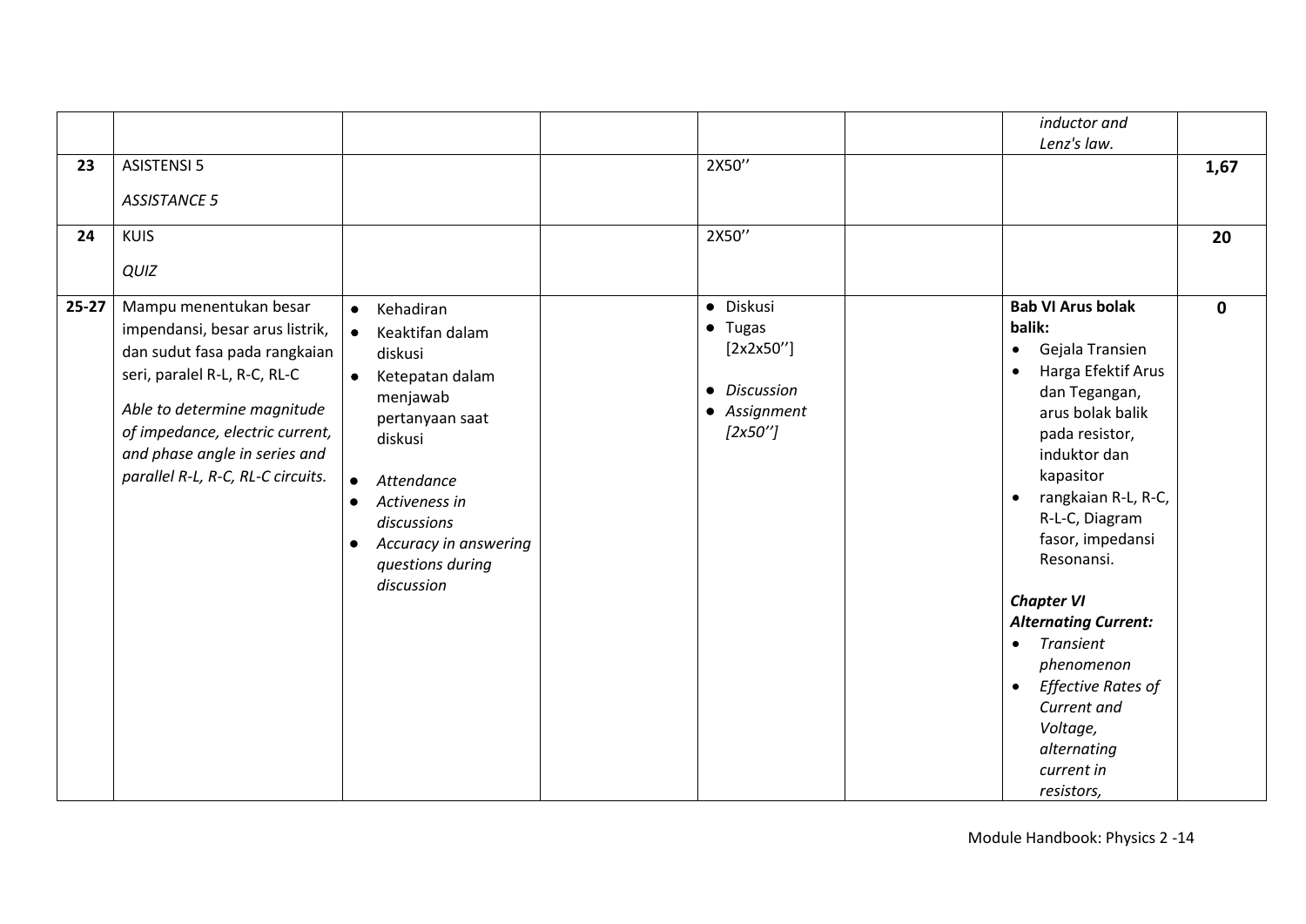| | | | | | | | |
|---|---|---|---|---|---|---|---|
| | | | | | | *inductor and Lenz's law.* | |
| **23** | ASISTENSI 5<br><br>*ASSISTANCE 5* | | | 2X50'' | | | **1,67** |
| **24** | KUIS<br><br>*QUIZ* | | | 2X50'' | | | **20** |
| **25-27** | Mampu menentukan besar impendansi, besar arus listrik, dan sudut fasa pada rangkaian seri, paralel R-L, R-C, RL-C<br><br>*Able to determine magnitude of impedance, electric current, and phase angle in series and parallel R-L, R-C, RL-C circuits.* | • Kehadiran<br>• Keaktifan dalam diskusi<br>• Ketepatan dalam menjawab pertanyaan saat diskusi<br><br>• *Attendance*<br>• *Activeness in discussions*<br>• *Accuracy in answering questions during discussion* | | • Diskusi<br>• Tugas [2x2x50'']<br><br>• *Discussion*<br>• *Assignment [2x50'']* | | **Bab VI Arus bolak balik:**<br>• Gejala Transien<br>• Harga Efektif Arus dan Tegangan, arus bolak balik pada resistor, induktor dan kapasitor<br>• rangkaian R-L, R-C, R-L-C, Diagram fasor, impedansi Resonansi.<br><br>***Chapter VI Alternating Current:***<br>• *Transient phenomenon*<br>• *Effective Rates of Current and Voltage, alternating current in resistors,* | **0** |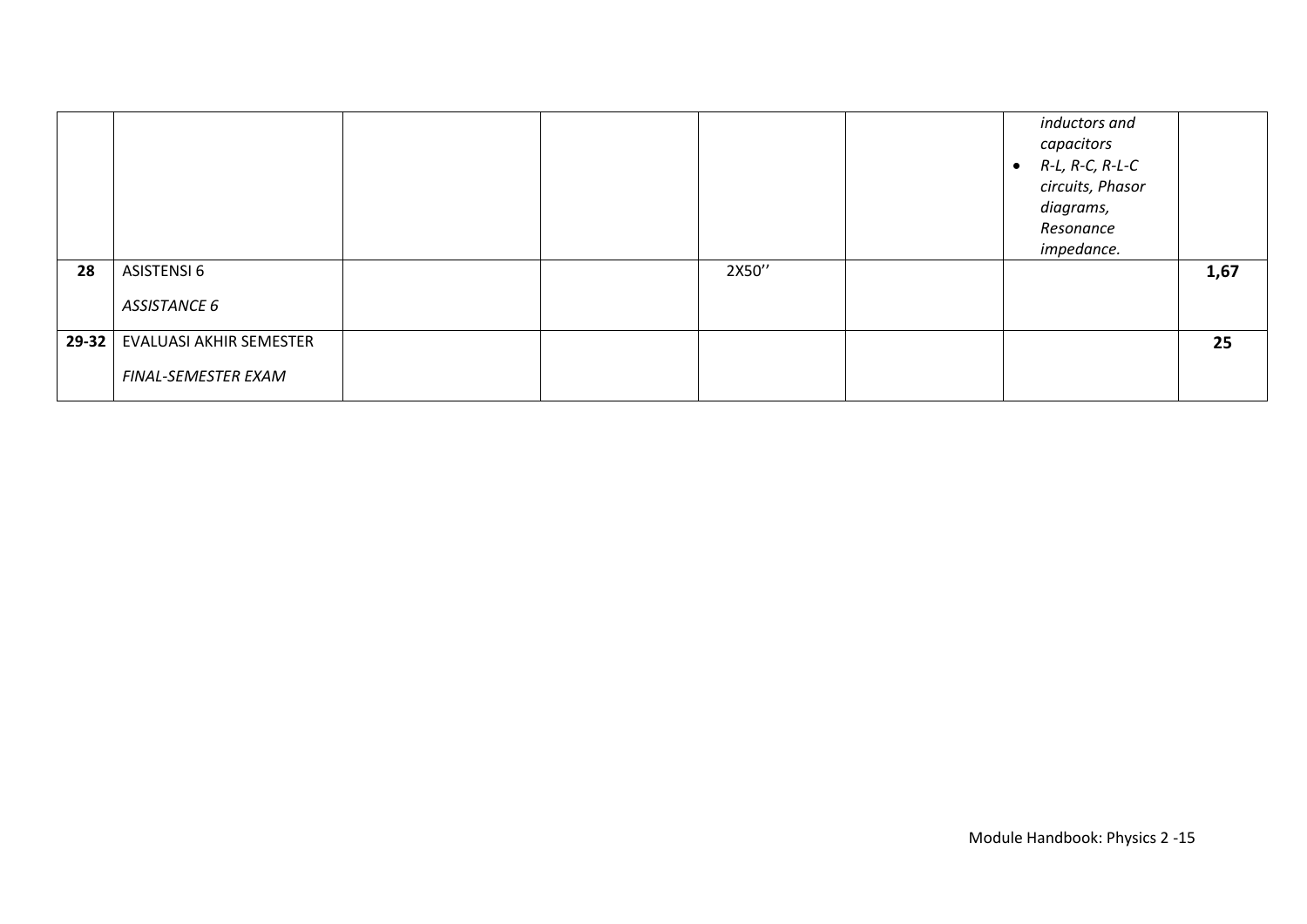| | | | | | | | |
|---|---|---|---|---|---|---|---|
| | | | | | | *inductors and capacitors*<br>• *R-L, R-C, R-L-C circuits, Phasor diagrams, Resonance impedance.* | |
| **28** | ASISTENSI 6<br><br>*ASSISTANCE 6* | | | 2X50’’ | | | **1,67** |
| **29-32** | EVALUASI AKHIR SEMESTER<br><br>*FINAL-SEMESTER EXAM* | | | | | | **25** |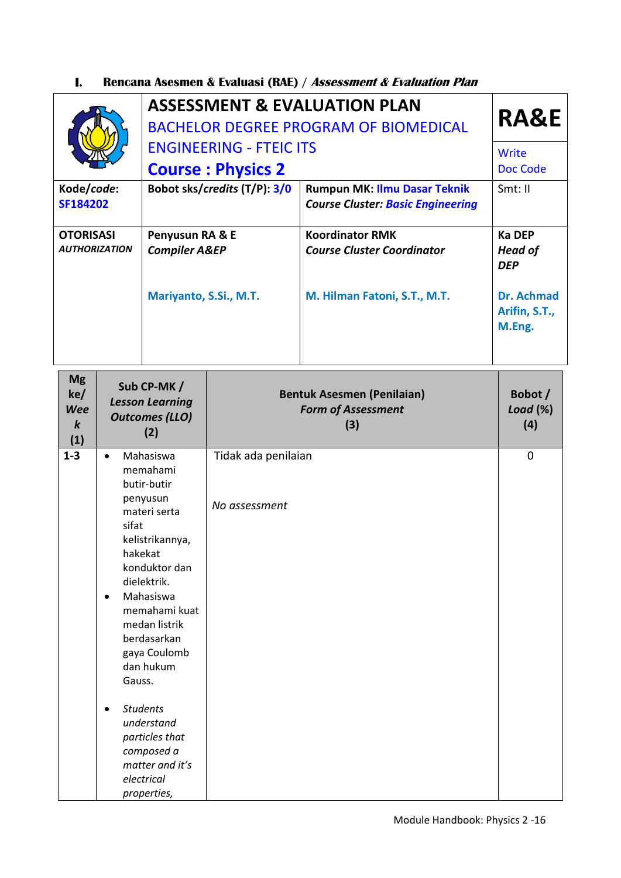## I. Rencana Asesmen & Evaluasi (RAE) / *Assessment & Evaluation Plan*

| | **ASSESSMENT & EVALUATION PLAN** BACHELOR DEGREE PROGRAM OF BIOMEDICAL ENGINEERING - FTEIC ITS **Course : Physics 2** | | **RA&E** Write Doc Code |
|---|---|---|---|
| **Kode/*code*:** **SF184202** | **Bobot sks/*credits* (T/P): 3/0** | **Rumpun MK: Ilmu Dasar Teknik** ***Course Cluster: Basic Engineering*** | Smt: II |
| **OTORISASI** ***AUTHORIZATION*** | **Penyusun RA & E** ***Compiler A&EP*** **Mariyanto, S.Si., M.T.** | **Koordinator RMK** ***Course Cluster Coordinator*** **M. Hilman Fatoni, S.T., M.T.** | **Ka DEP** ***Head of DEP*** **Dr. Achmad Arifin, S.T., M.Eng.** |

| **Mg ke/ *Week* (1)** | **Sub CP-MK / *Lesson Learning Outcomes (LLO)* (2)** | **Bentuk Asesmen (Penilaian) *Form of Assessment* (3)** | **Bobot / *Load* (%) (4)** |
|---|---|---|---|
| **1-3** | • Mahasiswa memahami butir-butir penyusun materi serta sifat kelistrikannya, hakekat konduktor dan dielektrik.<br>• Mahasiswa memahami kuat medan listrik berdasarkan gaya Coulomb dan hukum Gauss.<br><br>• *Students understand particles that composed a matter and it's electrical properties,* | Tidak ada penilaian<br><br>*No assessment* | 0 |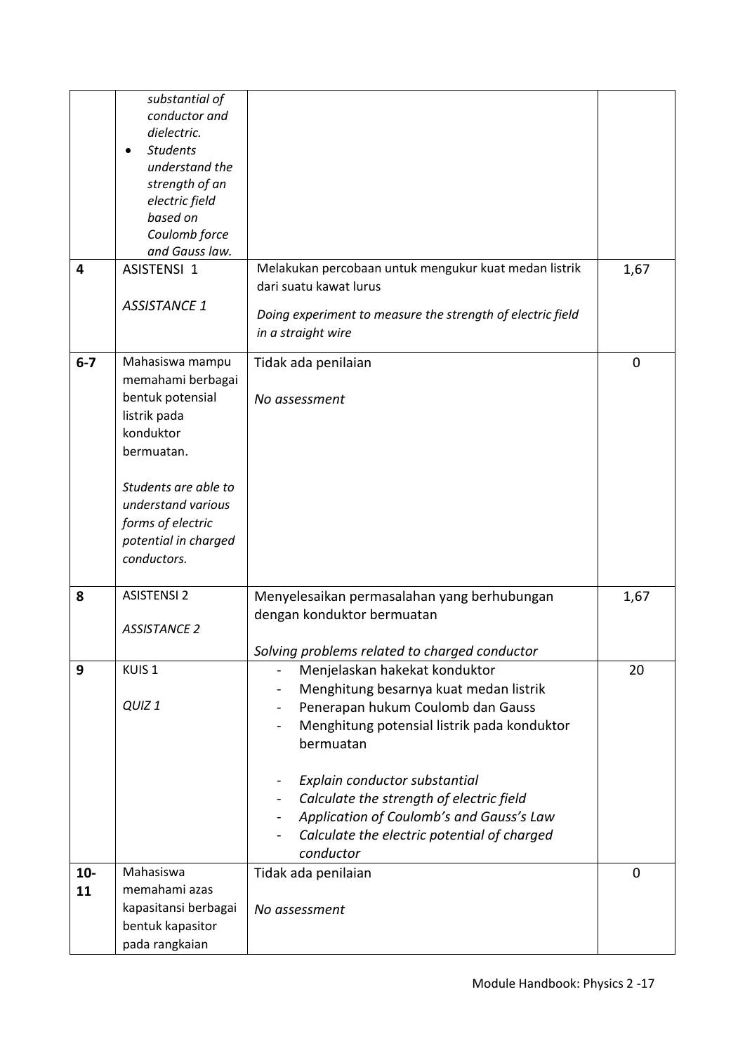| | | | |
|---|---|---|---|
| | *substantial of conductor and dielectric.*<br>• *Students understand the strength of an electric field based on Coulomb force and Gauss law.* | | |
| **4** | ASISTENSI 1<br><br>*ASSISTANCE 1* | Melakukan percobaan untuk mengukur kuat medan listrik dari suatu kawat lurus<br><br>*Doing experiment to measure the strength of electric field in a straight wire* | 1,67 |
| **6-7** | Mahasiswa mampu memahami berbagai bentuk potensial listrik pada konduktor bermuatan.<br><br>*Students are able to understand various forms of electric potential in charged conductors.* | Tidak ada penilaian<br><br>*No assessment* | 0 |
| **8** | ASISTENSI 2<br><br>*ASSISTANCE 2* | Menyelesaikan permasalahan yang berhubungan dengan konduktor bermuatan<br><br>*Solving problems related to charged conductor* | 1,67 |
| **9** | KUIS 1<br><br>*QUIZ 1* | - Menjelaskan hakekat konduktor<br>- Menghitung besarnya kuat medan listrik<br>- Penerapan hukum Coulomb dan Gauss<br>- Menghitung potensial listrik pada konduktor bermuatan<br><br>- *Explain conductor substantial*<br>- *Calculate the strength of electric field*<br>- *Application of Coulomb's and Gauss's Law*<br>- *Calculate the electric potential of charged conductor* | 20 |
| **10-11** | Mahasiswa memahami azas kapasitansi berbagai bentuk kapasitor pada rangkaian | Tidak ada penilaian<br><br>*No assessment* | 0 |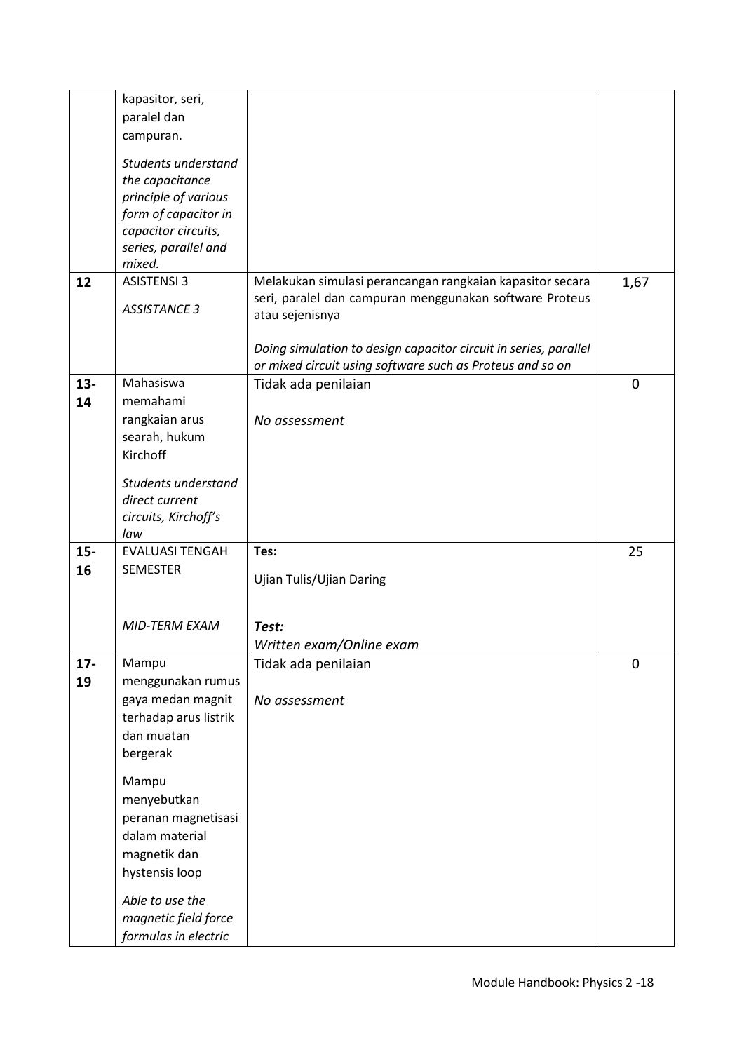| | | | |
|---|---|---|---|
| | kapasitor, seri, paralel dan campuran.<br><br>*Students understand the capacitance principle of various form of capacitor in capacitor circuits, series, parallel and mixed.* | | |
| **12** | ASISTENSI 3<br><br>*ASSISTANCE 3* | Melakukan simulasi perancangan rangkaian kapasitor secara seri, paralel dan campuran menggunakan software Proteus atau sejenisnya<br><br>*Doing simulation to design capacitor circuit in series, parallel or mixed circuit using software such as Proteus and so on* | 1,67 |
| **13-14** | Mahasiswa memahami rangkaian arus searah, hukum Kirchoff<br><br>*Students understand direct current circuits, Kirchoff's law* | Tidak ada penilaian<br><br>*No assessment* | 0 |
| **15-16** | EVALUASI TENGAH SEMESTER<br><br>*MID-TERM EXAM* | **Tes:**<br>Ujian Tulis/Ujian Daring<br><br>***Test:***<br>*Written exam/Online exam* | 25 |
| **17-19** | Mampu menggunakan rumus gaya medan magnit terhadap arus listrik dan muatan bergerak<br><br>Mampu menyebutkan peranan magnetisasi dalam material magnetik dan hystensis loop<br><br>*Able to use the magnetic field force formulas in electric* | Tidak ada penilaian<br><br>*No assessment* | 0 |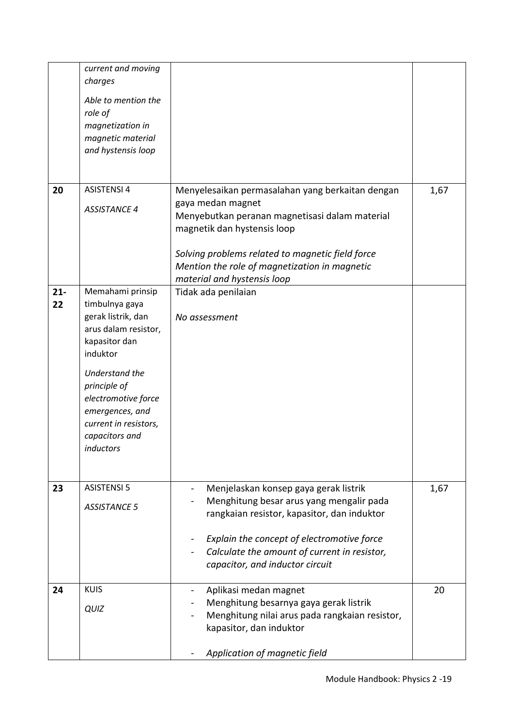| | | | |
|---|---|---|---|
| | *current and moving charges*<br><br>*Able to mention the role of magnetization in magnetic material and hystensis loop* | | |
| **20** | ASISTENSI 4<br><br>*ASSISTANCE 4* | Menyelesaikan permasalahan yang berkaitan dengan gaya medan magnet<br>Menyebutkan peranan magnetisasi dalam material magnetik dan hystensis loop<br><br>*Solving problems related to magnetic field force*<br>*Mention the role of magnetization in magnetic material and hystensis loop* | 1,67 |
| **21-22** | Memahami prinsip timbulnya gaya gerak listrik, dan arus dalam resistor, kapasitor dan induktor<br><br>*Understand the principle of electromotive force emergences, and current in resistors, capacitors and inductors* | Tidak ada penilaian<br><br>*No assessment* | |
| **23** | ASISTENSI 5<br><br>*ASSISTANCE 5* | - Menjelaskan konsep gaya gerak listrik<br>- Menghitung besar arus yang mengalir pada rangkaian resistor, kapasitor, dan induktor<br><br>- *Explain the concept of electromotive force*<br>- *Calculate the amount of current in resistor, capacitor, and inductor circuit* | 1,67 |
| **24** | KUIS<br><br>*QUIZ* | - Aplikasi medan magnet<br>- Menghitung besarnya gaya gerak listrik<br>- Menghitung nilai arus pada rangkaian resistor, kapasitor, dan induktor<br><br>- *Application of magnetic field* | 20 |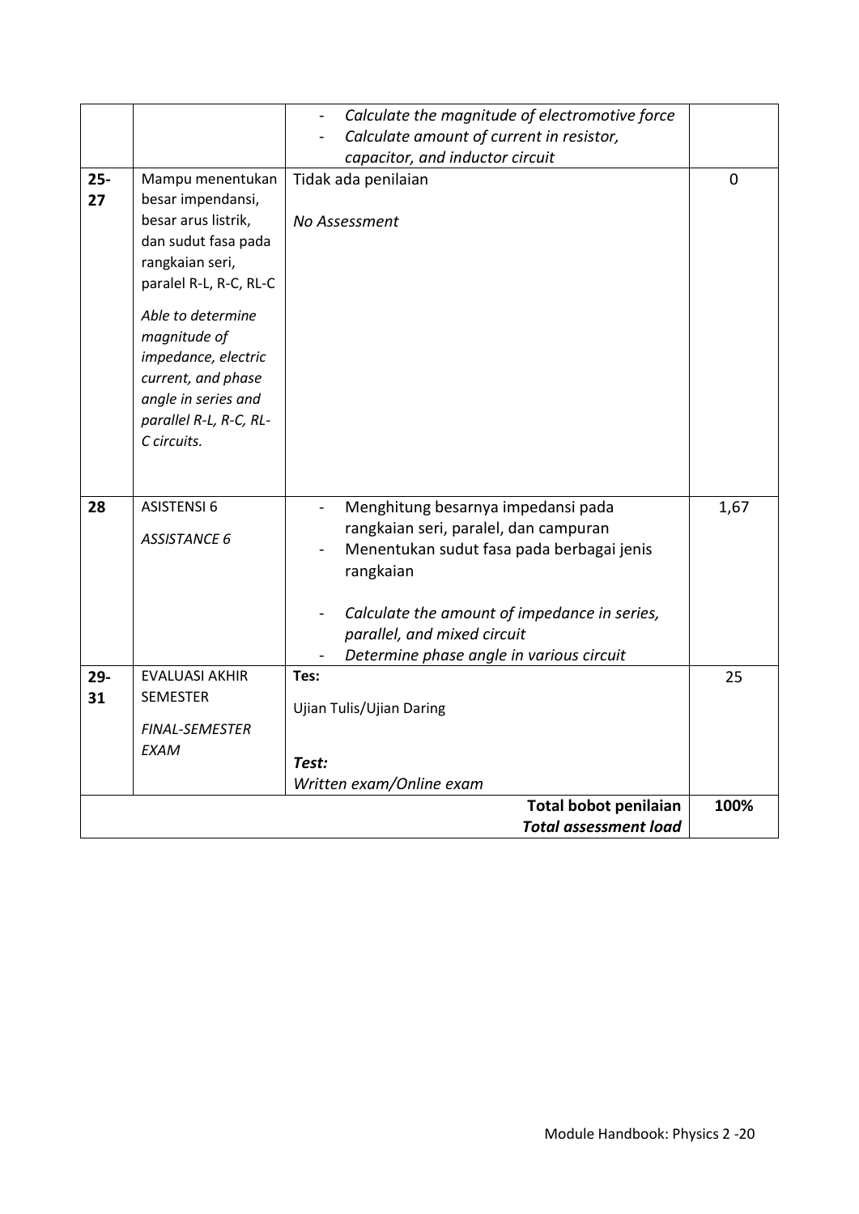| | | | |
|---|---|---|---|
| | | - *Calculate the magnitude of electromotive force*<br>- *Calculate amount of current in resistor, capacitor, and inductor circuit* | |
| **25-27** | Mampu menentukan besar impendansi, besar arus listrik, dan sudut fasa pada rangkaian seri, paralel R-L, R-C, RL-C<br><br>*Able to determine magnitude of impedance, electric current, and phase angle in series and parallel R-L, R-C, RL-C circuits.* | Tidak ada penilaian<br><br>*No Assessment* | 0 |
| **28** | ASISTENSI 6<br><br>*ASSISTANCE 6* | - Menghitung besarnya impedansi pada rangkaian seri, paralel, dan campuran<br>- Menentukan sudut fasa pada berbagai jenis rangkaian<br><br>- *Calculate the amount of impedance in series, parallel, and mixed circuit*<br>- *Determine phase angle in various circuit* | 1,67 |
| **29-31** | EVALUASI AKHIR SEMESTER<br><br>*FINAL-SEMESTER EXAM* | **Tes:**<br>Ujian Tulis/Ujian Daring<br><br>***Test:***<br>*Written exam/Online exam* | 25 |
| | | **Total bobot penilaian**<br>***Total assessment load*** | **100%** |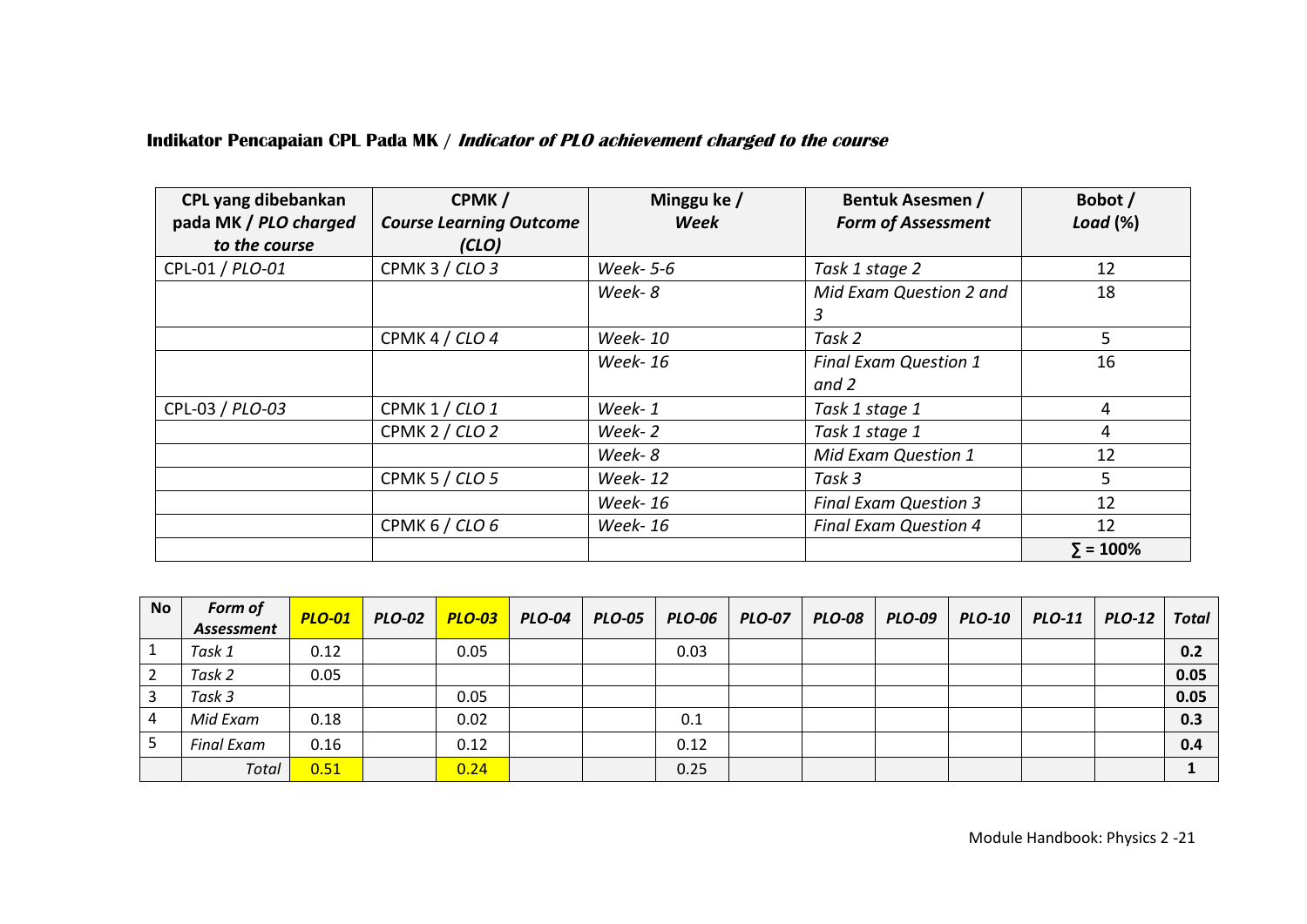**Indikator Pencapaian CPL Pada MK** / ***Indicator of PLO achievement charged to the course***

| CPL yang dibebankan pada MK / *PLO charged to the course* | CPMK / *Course Learning Outcome (CLO)* | Minggu ke / *Week* | Bentuk Asesmen / *Form of Assessment* | Bobot / *Load* (%) |
|---|---|---|---|---|
| CPL-01 / *PLO-01* | CPMK 3 / *CLO 3* | *Week- 5-6* | *Task 1 stage 2* | 12 |
| | | *Week- 8* | *Mid Exam Question 2 and 3* | 18 |
| | CPMK 4 / *CLO 4* | *Week- 10* | *Task 2* | 5 |
| | | *Week- 16* | *Final Exam Question 1 and 2* | 16 |
| CPL-03 / *PLO-03* | CPMK 1 / *CLO 1* | *Week- 1* | *Task 1 stage 1* | 4 |
| | CPMK 2 / *CLO 2* | *Week- 2* | *Task 1 stage 1* | 4 |
| | | *Week- 8* | *Mid Exam Question 1* | 12 |
| | CPMK 5 / *CLO 5* | *Week- 12* | *Task 3* | 5 |
| | | *Week- 16* | *Final Exam Question 3* | 12 |
| | CPMK 6 / *CLO 6* | *Week- 16* | *Final Exam Question 4* | 12 |
| | | | | **∑ = 100%** |

| No | *Form of Assessment* | *PLO-01* | *PLO-02* | *PLO-03* | *PLO-04* | *PLO-05* | *PLO-06* | *PLO-07* | *PLO-08* | *PLO-09* | *PLO-10* | *PLO-11* | *PLO-12* | *Total* |
|---|---|---|---|---|---|---|---|---|---|---|---|---|---|---|
| 1 | *Task 1* | 0.12 | | 0.05 | | | 0.03 | | | | | | | **0.2** |
| 2 | *Task 2* | 0.05 | | | | | | | | | | | | **0.05** |
| 3 | *Task 3* | | | 0.05 | | | | | | | | | | **0.05** |
| 4 | *Mid Exam* | 0.18 | | 0.02 | | | 0.1 | | | | | | | **0.3** |
| 5 | *Final Exam* | 0.16 | | 0.12 | | | 0.12 | | | | | | | **0.4** |
| | *Total* | 0.51 | | 0.24 | | | 0.25 | | | | | | | **1** |